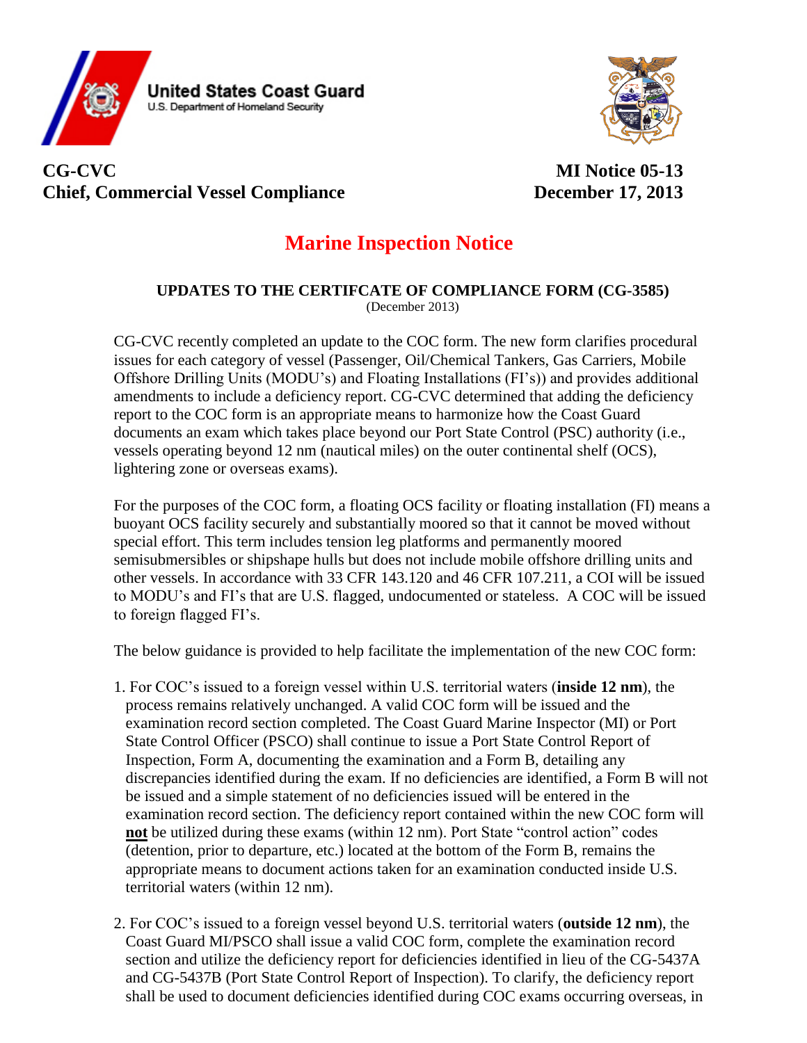United States Coast Guard
U.S. Department of Homeland Security

**CG-CVC**
**Chief, Commercial Vessel Compliance**

**MI Notice 05-13**
**December 17, 2013**

# Marine Inspection Notice

### UPDATES TO THE CERTIFCATE OF COMPLIANCE FORM (CG-3585)

(December 2013)

CG-CVC recently completed an update to the COC form. The new form clarifies procedural issues for each category of vessel (Passenger, Oil/Chemical Tankers, Gas Carriers, Mobile Offshore Drilling Units (MODU's) and Floating Installations (FI's)) and provides additional amendments to include a deficiency report. CG-CVC determined that adding the deficiency report to the COC form is an appropriate means to harmonize how the Coast Guard documents an exam which takes place beyond our Port State Control (PSC) authority (i.e., vessels operating beyond 12 nm (nautical miles) on the outer continental shelf (OCS), lightering zone or overseas exams).

For the purposes of the COC form, a floating OCS facility or floating installation (FI) means a buoyant OCS facility securely and substantially moored so that it cannot be moved without special effort. This term includes tension leg platforms and permanently moored semisubmersibles or shipshape hulls but does not include mobile offshore drilling units and other vessels. In accordance with 33 CFR 143.120 and 46 CFR 107.211, a COI will be issued to MODU's and FI's that are U.S. flagged, undocumented or stateless. A COC will be issued to foreign flagged FI's.

The below guidance is provided to help facilitate the implementation of the new COC form:

1. For COC's issued to a foreign vessel within U.S. territorial waters (**inside 12 nm**), the process remains relatively unchanged. A valid COC form will be issued and the examination record section completed. The Coast Guard Marine Inspector (MI) or Port State Control Officer (PSCO) shall continue to issue a Port State Control Report of Inspection, Form A, documenting the examination and a Form B, detailing any discrepancies identified during the exam. If no deficiencies are identified, a Form B will not be issued and a simple statement of no deficiencies issued will be entered in the examination record section. The deficiency report contained within the new COC form will **not** be utilized during these exams (within 12 nm). Port State "control action" codes (detention, prior to departure, etc.) located at the bottom of the Form B, remains the appropriate means to document actions taken for an examination conducted inside U.S. territorial waters (within 12 nm).

2. For COC's issued to a foreign vessel beyond U.S. territorial waters (**outside 12 nm**), the Coast Guard MI/PSCO shall issue a valid COC form, complete the examination record section and utilize the deficiency report for deficiencies identified in lieu of the CG-5437A and CG-5437B (Port State Control Report of Inspection). To clarify, the deficiency report shall be used to document deficiencies identified during COC exams occurring overseas, in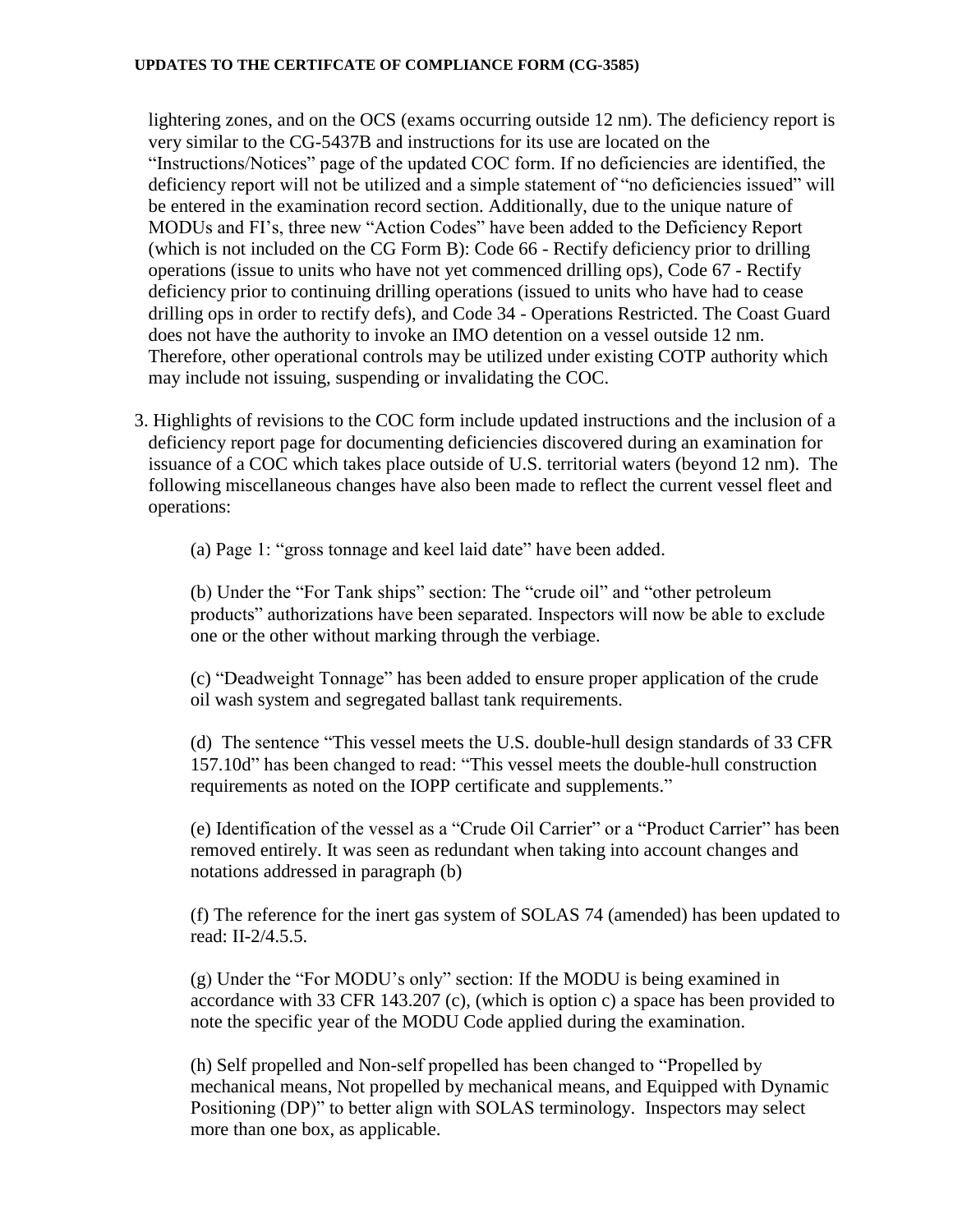lightering zones, and on the OCS (exams occurring outside 12 nm). The deficiency report is very similar to the CG-5437B and instructions for its use are located on the "Instructions/Notices" page of the updated COC form. If no deficiencies are identified, the deficiency report will not be utilized and a simple statement of "no deficiencies issued" will be entered in the examination record section. Additionally, due to the unique nature of MODUs and FI's, three new "Action Codes" have been added to the Deficiency Report (which is not included on the CG Form B): Code 66 - Rectify deficiency prior to drilling operations (issue to units who have not yet commenced drilling ops), Code 67 - Rectify deficiency prior to continuing drilling operations (issued to units who have had to cease drilling ops in order to rectify defs), and Code 34 - Operations Restricted. The Coast Guard does not have the authority to invoke an IMO detention on a vessel outside 12 nm. Therefore, other operational controls may be utilized under existing COTP authority which may include not issuing, suspending or invalidating the COC.

3. Highlights of revisions to the COC form include updated instructions and the inclusion of a deficiency report page for documenting deficiencies discovered during an examination for issuance of a COC which takes place outside of U.S. territorial waters (beyond 12 nm). The following miscellaneous changes have also been made to reflect the current vessel fleet and operations:

   (a) Page 1: "gross tonnage and keel laid date" have been added.

   (b) Under the "For Tank ships" section: The "crude oil" and "other petroleum products" authorizations have been separated. Inspectors will now be able to exclude one or the other without marking through the verbiage.

   (c) "Deadweight Tonnage" has been added to ensure proper application of the crude oil wash system and segregated ballast tank requirements.

   (d) The sentence "This vessel meets the U.S. double-hull design standards of 33 CFR 157.10d" has been changed to read: "This vessel meets the double-hull construction requirements as noted on the IOPP certificate and supplements."

   (e) Identification of the vessel as a "Crude Oil Carrier" or a "Product Carrier" has been removed entirely. It was seen as redundant when taking into account changes and notations addressed in paragraph (b)

   (f) The reference for the inert gas system of SOLAS 74 (amended) has been updated to read: II-2/4.5.5.

   (g) Under the "For MODU's only" section: If the MODU is being examined in accordance with 33 CFR 143.207 (c), (which is option c) a space has been provided to note the specific year of the MODU Code applied during the examination.

   (h) Self propelled and Non-self propelled has been changed to "Propelled by mechanical means, Not propelled by mechanical means, and Equipped with Dynamic Positioning (DP)" to better align with SOLAS terminology. Inspectors may select more than one box, as applicable.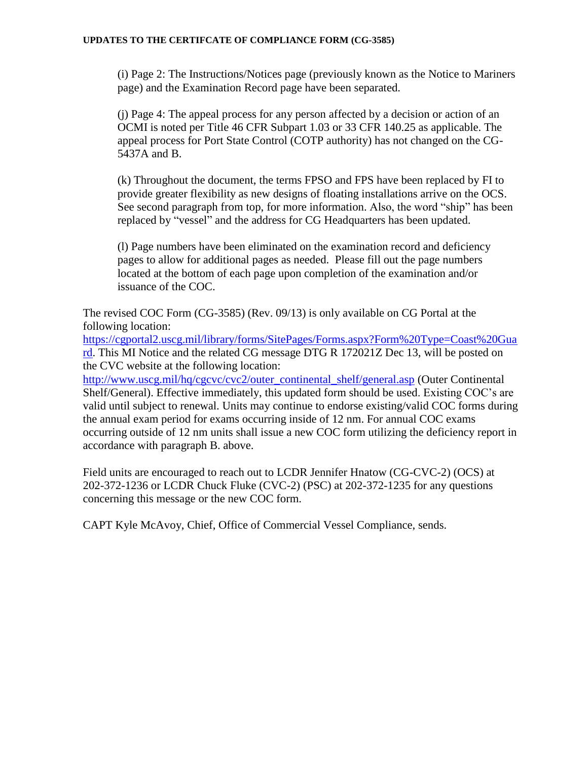(i) Page 2: The Instructions/Notices page (previously known as the Notice to Mariners page) and the Examination Record page have been separated.

(j) Page 4: The appeal process for any person affected by a decision or action of an OCMI is noted per Title 46 CFR Subpart 1.03 or 33 CFR 140.25 as applicable. The appeal process for Port State Control (COTP authority) has not changed on the CG-5437A and B.

(k) Throughout the document, the terms FPSO and FPS have been replaced by FI to provide greater flexibility as new designs of floating installations arrive on the OCS. See second paragraph from top, for more information. Also, the word "ship" has been replaced by "vessel" and the address for CG Headquarters has been updated.

(l) Page numbers have been eliminated on the examination record and deficiency pages to allow for additional pages as needed. Please fill out the page numbers located at the bottom of each page upon completion of the examination and/or issuance of the COC.

The revised COC Form (CG-3585) (Rev. 09/13) is only available on CG Portal at the following location: https://cgportal2.uscg.mil/library/forms/SitePages/Forms.aspx?Form%20Type=Coast%20Guard. This MI Notice and the related CG message DTG R 172021Z Dec 13, will be posted on the CVC website at the following location: http://www.uscg.mil/hq/cgcvc/cvc2/outer_continental_shelf/general.asp (Outer Continental Shelf/General). Effective immediately, this updated form should be used. Existing COC's are valid until subject to renewal. Units may continue to endorse existing/valid COC forms during the annual exam period for exams occurring inside of 12 nm. For annual COC exams occurring outside of 12 nm units shall issue a new COC form utilizing the deficiency report in accordance with paragraph B. above.

Field units are encouraged to reach out to LCDR Jennifer Hnatow (CG-CVC-2) (OCS) at 202-372-1236 or LCDR Chuck Fluke (CVC-2) (PSC) at 202-372-1235 for any questions concerning this message or the new COC form.

CAPT Kyle McAvoy, Chief, Office of Commercial Vessel Compliance, sends.